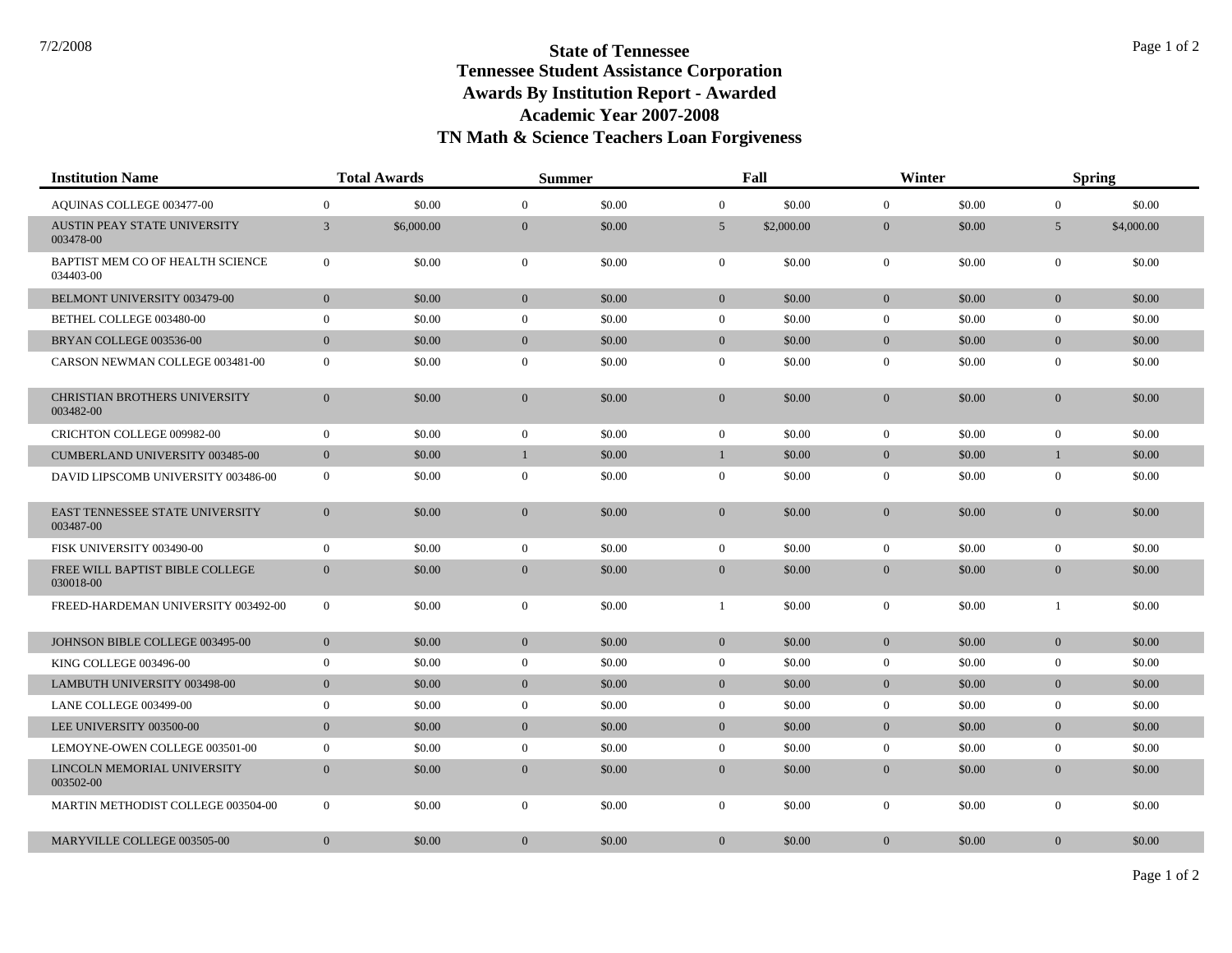7/2/2008

# State of Tennessee
## Tennessee Student Assistance Corporation
## Awards By Institution Report - Awarded
## Academic Year 2007-2008
## TN Math & Science Teachers Loan Forgiveness

| Institution Name | Total Awards | | Summer | | Fall | | Winter | | Spring | |
|---|---|---|---|---|---|---|---|---|---|---|
| AQUINAS COLLEGE 003477-00 | 0 | $0.00 | 0 | $0.00 | 0 | $0.00 | 0 | $0.00 | 0 | $0.00 |
| AUSTIN PEAY STATE UNIVERSITY 003478-00 | 3 | $6,000.00 | 0 | $0.00 | 5 | $2,000.00 | 0 | $0.00 | 5 | $4,000.00 |
| BAPTIST MEM CO OF HEALTH SCIENCE 034403-00 | 0 | $0.00 | 0 | $0.00 | 0 | $0.00 | 0 | $0.00 | 0 | $0.00 |
| BELMONT UNIVERSITY 003479-00 | 0 | $0.00 | 0 | $0.00 | 0 | $0.00 | 0 | $0.00 | 0 | $0.00 |
| BETHEL COLLEGE 003480-00 | 0 | $0.00 | 0 | $0.00 | 0 | $0.00 | 0 | $0.00 | 0 | $0.00 |
| BRYAN COLLEGE 003536-00 | 0 | $0.00 | 0 | $0.00 | 0 | $0.00 | 0 | $0.00 | 0 | $0.00 |
| CARSON NEWMAN COLLEGE 003481-00 | 0 | $0.00 | 0 | $0.00 | 0 | $0.00 | 0 | $0.00 | 0 | $0.00 |
| CHRISTIAN BROTHERS UNIVERSITY 003482-00 | 0 | $0.00 | 0 | $0.00 | 0 | $0.00 | 0 | $0.00 | 0 | $0.00 |
| CRICHTON COLLEGE 009982-00 | 0 | $0.00 | 0 | $0.00 | 0 | $0.00 | 0 | $0.00 | 0 | $0.00 |
| CUMBERLAND UNIVERSITY 003485-00 | 0 | $0.00 | 1 | $0.00 | 1 | $0.00 | 0 | $0.00 | 1 | $0.00 |
| DAVID LIPSCOMB UNIVERSITY 003486-00 | 0 | $0.00 | 0 | $0.00 | 0 | $0.00 | 0 | $0.00 | 0 | $0.00 |
| EAST TENNESSEE STATE UNIVERSITY 003487-00 | 0 | $0.00 | 0 | $0.00 | 0 | $0.00 | 0 | $0.00 | 0 | $0.00 |
| FISK UNIVERSITY 003490-00 | 0 | $0.00 | 0 | $0.00 | 0 | $0.00 | 0 | $0.00 | 0 | $0.00 |
| FREE WILL BAPTIST BIBLE COLLEGE 030018-00 | 0 | $0.00 | 0 | $0.00 | 0 | $0.00 | 0 | $0.00 | 0 | $0.00 |
| FREED-HARDEMAN UNIVERSITY 003492-00 | 0 | $0.00 | 0 | $0.00 | 1 | $0.00 | 0 | $0.00 | 1 | $0.00 |
| JOHNSON BIBLE COLLEGE 003495-00 | 0 | $0.00 | 0 | $0.00 | 0 | $0.00 | 0 | $0.00 | 0 | $0.00 |
| KING COLLEGE 003496-00 | 0 | $0.00 | 0 | $0.00 | 0 | $0.00 | 0 | $0.00 | 0 | $0.00 |
| LAMBUTH UNIVERSITY 003498-00 | 0 | $0.00 | 0 | $0.00 | 0 | $0.00 | 0 | $0.00 | 0 | $0.00 |
| LANE COLLEGE 003499-00 | 0 | $0.00 | 0 | $0.00 | 0 | $0.00 | 0 | $0.00 | 0 | $0.00 |
| LEE UNIVERSITY 003500-00 | 0 | $0.00 | 0 | $0.00 | 0 | $0.00 | 0 | $0.00 | 0 | $0.00 |
| LEMOYNE-OWEN COLLEGE 003501-00 | 0 | $0.00 | 0 | $0.00 | 0 | $0.00 | 0 | $0.00 | 0 | $0.00 |
| LINCOLN MEMORIAL UNIVERSITY 003502-00 | 0 | $0.00 | 0 | $0.00 | 0 | $0.00 | 0 | $0.00 | 0 | $0.00 |
| MARTIN METHODIST COLLEGE 003504-00 | 0 | $0.00 | 0 | $0.00 | 0 | $0.00 | 0 | $0.00 | 0 | $0.00 |
| MARYVILLE COLLEGE 003505-00 | 0 | $0.00 | 0 | $0.00 | 0 | $0.00 | 0 | $0.00 | 0 | $0.00 |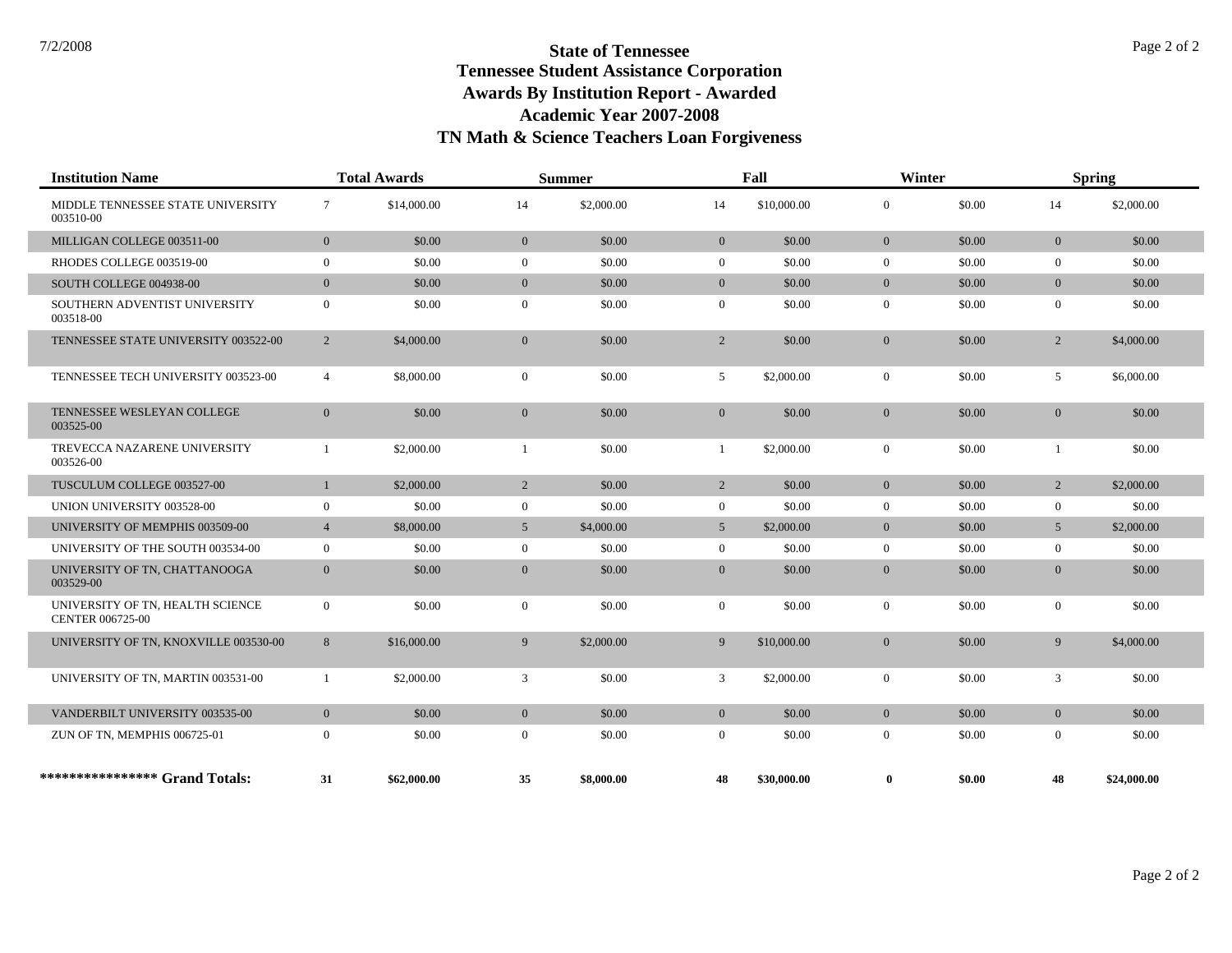# State of Tennessee
## Tennessee Student Assistance Corporation
## Awards By Institution Report - Awarded
## Academic Year 2007-2008
## TN Math & Science Teachers Loan Forgiveness

| Institution Name | Total Awards | | Summer | | Fall | | Winter | | Spring | |
|---|---|---|---|---|---|---|---|---|---|---|
| MIDDLE TENNESSEE STATE UNIVERSITY 003510-00 | 7 | $14,000.00 | 14 | $2,000.00 | 14 | $10,000.00 | 0 | $0.00 | 14 | $2,000.00 |
| MILLIGAN COLLEGE 003511-00 | 0 | $0.00 | 0 | $0.00 | 0 | $0.00 | 0 | $0.00 | 0 | $0.00 |
| RHODES COLLEGE 003519-00 | 0 | $0.00 | 0 | $0.00 | 0 | $0.00 | 0 | $0.00 | 0 | $0.00 |
| SOUTH COLLEGE 004938-00 | 0 | $0.00 | 0 | $0.00 | 0 | $0.00 | 0 | $0.00 | 0 | $0.00 |
| SOUTHERN ADVENTIST UNIVERSITY 003518-00 | 0 | $0.00 | 0 | $0.00 | 0 | $0.00 | 0 | $0.00 | 0 | $0.00 |
| TENNESSEE STATE UNIVERSITY 003522-00 | 2 | $4,000.00 | 0 | $0.00 | 2 | $0.00 | 0 | $0.00 | 2 | $4,000.00 |
| TENNESSEE TECH UNIVERSITY 003523-00 | 4 | $8,000.00 | 0 | $0.00 | 5 | $2,000.00 | 0 | $0.00 | 5 | $6,000.00 |
| TENNESSEE WESLEYAN COLLEGE 003525-00 | 0 | $0.00 | 0 | $0.00 | 0 | $0.00 | 0 | $0.00 | 0 | $0.00 |
| TREVECCA NAZARENE UNIVERSITY 003526-00 | 1 | $2,000.00 | 1 | $0.00 | 1 | $2,000.00 | 0 | $0.00 | 1 | $0.00 |
| TUSCULUM COLLEGE 003527-00 | 1 | $2,000.00 | 2 | $0.00 | 2 | $0.00 | 0 | $0.00 | 2 | $2,000.00 |
| UNION UNIVERSITY 003528-00 | 0 | $0.00 | 0 | $0.00 | 0 | $0.00 | 0 | $0.00 | 0 | $0.00 |
| UNIVERSITY OF MEMPHIS 003509-00 | 4 | $8,000.00 | 5 | $4,000.00 | 5 | $2,000.00 | 0 | $0.00 | 5 | $2,000.00 |
| UNIVERSITY OF THE SOUTH 003534-00 | 0 | $0.00 | 0 | $0.00 | 0 | $0.00 | 0 | $0.00 | 0 | $0.00 |
| UNIVERSITY OF TN, CHATTANOOGA 003529-00 | 0 | $0.00 | 0 | $0.00 | 0 | $0.00 | 0 | $0.00 | 0 | $0.00 |
| UNIVERSITY OF TN, HEALTH SCIENCE CENTER 006725-00 | 0 | $0.00 | 0 | $0.00 | 0 | $0.00 | 0 | $0.00 | 0 | $0.00 |
| UNIVERSITY OF TN, KNOXVILLE 003530-00 | 8 | $16,000.00 | 9 | $2,000.00 | 9 | $10,000.00 | 0 | $0.00 | 9 | $4,000.00 |
| UNIVERSITY OF TN, MARTIN 003531-00 | 1 | $2,000.00 | 3 | $0.00 | 3 | $2,000.00 | 0 | $0.00 | 3 | $0.00 |
| VANDERBILT UNIVERSITY 003535-00 | 0 | $0.00 | 0 | $0.00 | 0 | $0.00 | 0 | $0.00 | 0 | $0.00 |
| ZUN OF TN, MEMPHIS 006725-01 | 0 | $0.00 | 0 | $0.00 | 0 | $0.00 | 0 | $0.00 | 0 | $0.00 |
| **************** **Grand Totals:** | **31** | **$62,000.00** | **35** | **$8,000.00** | **48** | **$30,000.00** | **0** | **$0.00** | **48** | **$24,000.00** |